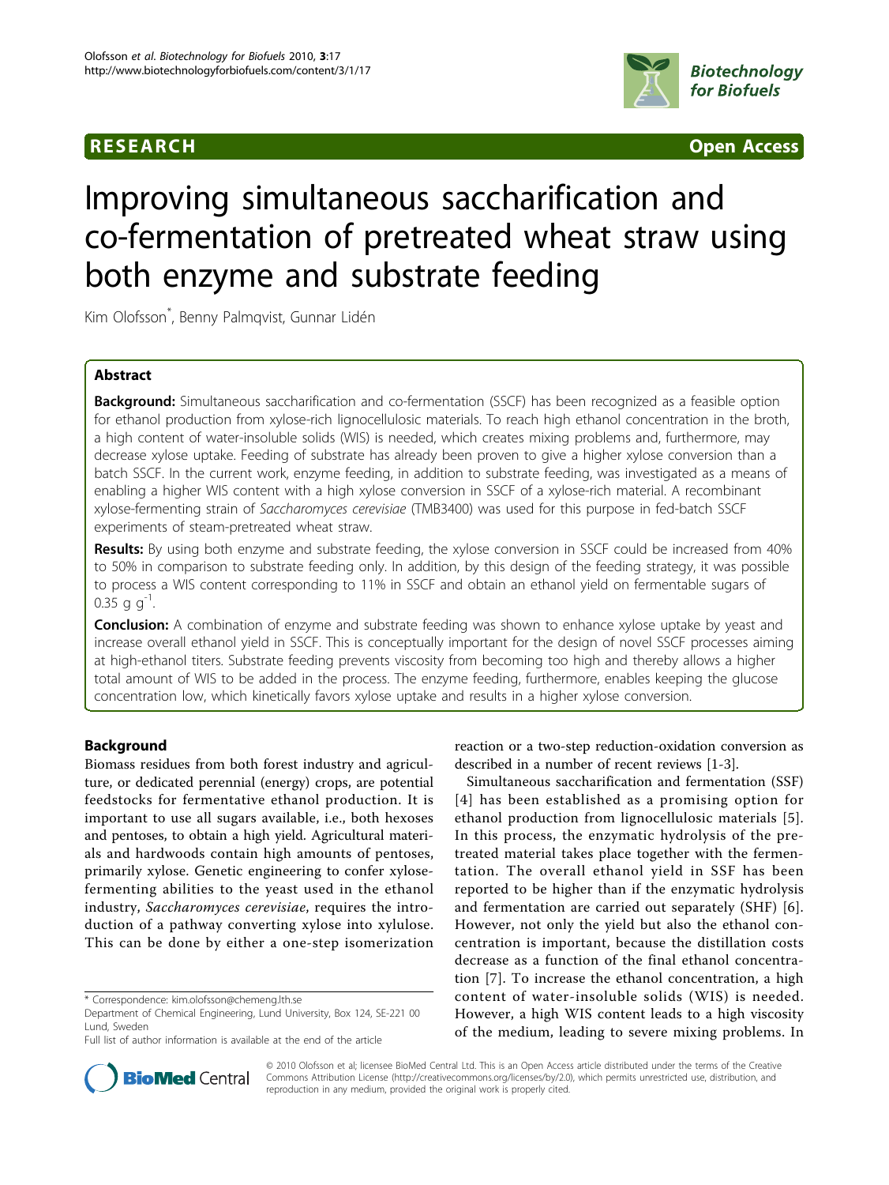RESEARCH Open Access

# Improving simultaneous saccharification and co-fermentation of pretreated wheat straw using both enzyme and substrate feeding

Kim Olofsson*, Benny Palmqvist, Gunnar Lidén

## Abstract

**Background:** Simultaneous saccharification and co-fermentation (SSCF) has been recognized as a feasible option for ethanol production from xylose-rich lignocellulosic materials. To reach high ethanol concentration in the broth, a high content of water-insoluble solids (WIS) is needed, which creates mixing problems and, furthermore, may decrease xylose uptake. Feeding of substrate has already been proven to give a higher xylose conversion than a batch SSCF. In the current work, enzyme feeding, in addition to substrate feeding, was investigated as a means of enabling a higher WIS content with a high xylose conversion in SSCF of a xylose-rich material. A recombinant xylose-fermenting strain of *Saccharomyces cerevisiae* (TMB3400) was used for this purpose in fed-batch SSCF experiments of steam-pretreated wheat straw.

**Results:** By using both enzyme and substrate feeding, the xylose conversion in SSCF could be increased from 40% to 50% in comparison to substrate feeding only. In addition, by this design of the feeding strategy, it was possible to process a WIS content corresponding to 11% in SSCF and obtain an ethanol yield on fermentable sugars of 0.35 g $g^{-1}$.

**Conclusion:** A combination of enzyme and substrate feeding was shown to enhance xylose uptake by yeast and increase overall ethanol yield in SSCF. This is conceptually important for the design of novel SSCF processes aiming at high-ethanol titers. Substrate feeding prevents viscosity from becoming too high and thereby allows a higher total amount of WIS to be added in the process. The enzyme feeding, furthermore, enables keeping the glucose concentration low, which kinetically favors xylose uptake and results in a higher xylose conversion.

## Background

Biomass residues from both forest industry and agriculture, or dedicated perennial (energy) crops, are potential feedstocks for fermentative ethanol production. It is important to use all sugars available, i.e., both hexoses and pentoses, to obtain a high yield. Agricultural materials and hardwoods contain high amounts of pentoses, primarily xylose. Genetic engineering to confer xylose-fermenting abilities to the yeast used in the ethanol industry, *Saccharomyces cerevisiae*, requires the introduction of a pathway converting xylose into xylulose. This can be done by either a one-step isomerization reaction or a two-step reduction-oxidation conversion as described in a number of recent reviews [1-3].

Simultaneous saccharification and fermentation (SSF) [4] has been established as a promising option for ethanol production from lignocellulosic materials [5]. In this process, the enzymatic hydrolysis of the pretreated material takes place together with the fermentation. The overall ethanol yield in SSF has been reported to be higher than if the enzymatic hydrolysis and fermentation are carried out separately (SHF) [6]. However, not only the yield but also the ethanol concentration is important, because the distillation costs decrease as a function of the final ethanol concentration [7]. To increase the ethanol concentration, a high content of water-insoluble solids (WIS) is needed. However, a high WIS content leads to a high viscosity of the medium, leading to severe mixing problems. In

\* Correspondence: kim.olofsson@chemeng.lth.se
Department of Chemical Engineering, Lund University, Box 124, SE-221 00 Lund, Sweden
Full list of author information is available at the end of the article

© 2010 Olofsson et al; licensee BioMed Central Ltd. This is an Open Access article distributed under the terms of the Creative Commons Attribution License (http://creativecommons.org/licenses/by/2.0), which permits unrestricted use, distribution, and reproduction in any medium, provided the original work is properly cited.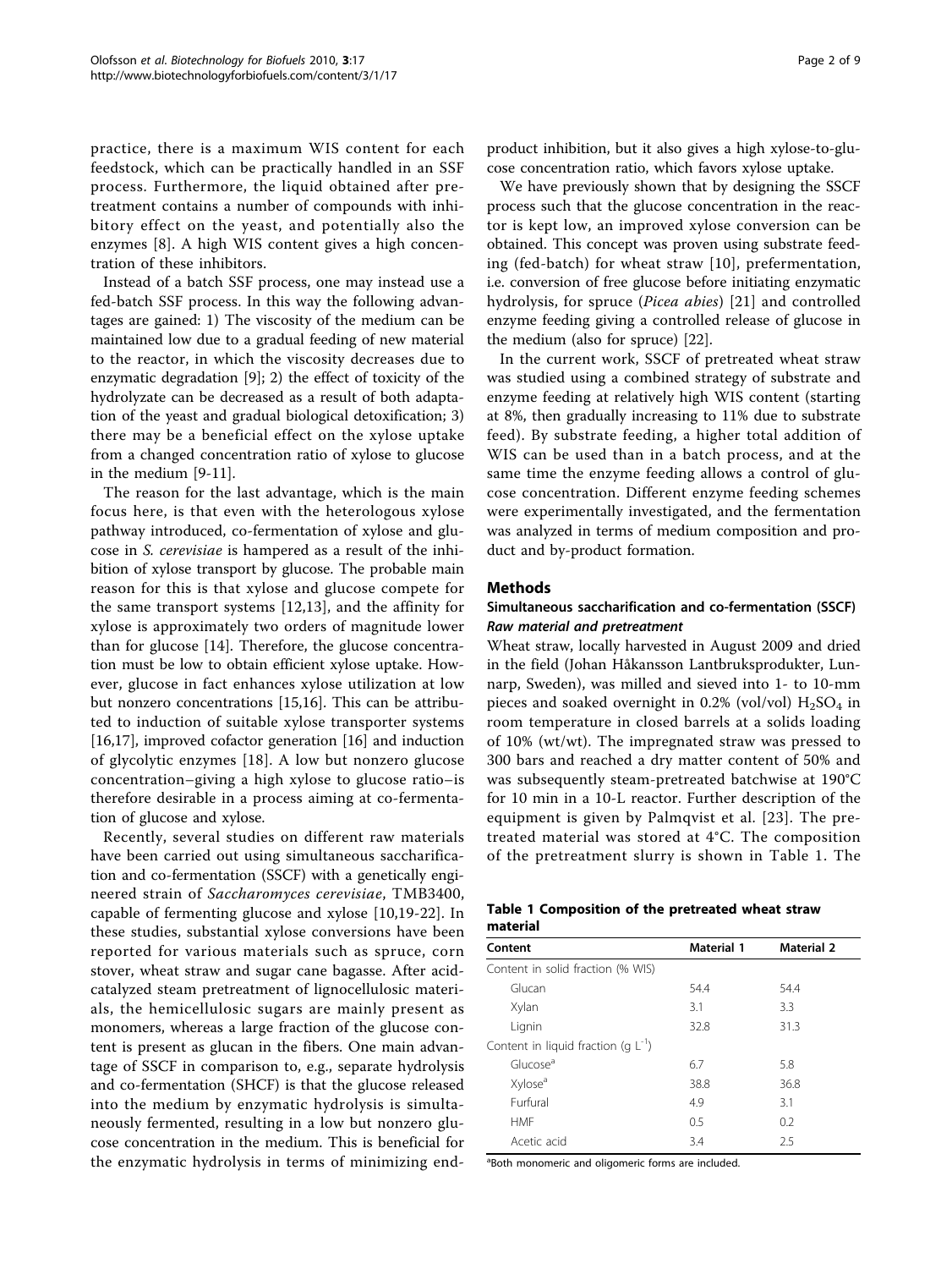practice, there is a maximum WIS content for each feedstock, which can be practically handled in an SSF process. Furthermore, the liquid obtained after pretreatment contains a number of compounds with inhibitory effect on the yeast, and potentially also the enzymes [8]. A high WIS content gives a high concentration of these inhibitors.

Instead of a batch SSF process, one may instead use a fed-batch SSF process. In this way the following advantages are gained: 1) The viscosity of the medium can be maintained low due to a gradual feeding of new material to the reactor, in which the viscosity decreases due to enzymatic degradation [9]; 2) the effect of toxicity of the hydrolyzate can be decreased as a result of both adaptation of the yeast and gradual biological detoxification; 3) there may be a beneficial effect on the xylose uptake from a changed concentration ratio of xylose to glucose in the medium [9-11].

The reason for the last advantage, which is the main focus here, is that even with the heterologous xylose pathway introduced, co-fermentation of xylose and glucose in *S. cerevisiae* is hampered as a result of the inhibition of xylose transport by glucose. The probable main reason for this is that xylose and glucose compete for the same transport systems [12,13], and the affinity for xylose is approximately two orders of magnitude lower than for glucose [14]. Therefore, the glucose concentration must be low to obtain efficient xylose uptake. However, glucose in fact enhances xylose utilization at low but nonzero concentrations [15,16]. This can be attributed to induction of suitable xylose transporter systems [16,17], improved cofactor generation [16] and induction of glycolytic enzymes [18]. A low but nonzero glucose concentration–giving a high xylose to glucose ratio–is therefore desirable in a process aiming at co-fermentation of glucose and xylose.

Recently, several studies on different raw materials have been carried out using simultaneous saccharification and co-fermentation (SSCF) with a genetically engineered strain of *Saccharomyces cerevisiae*, TMB3400, capable of fermenting glucose and xylose [10,19-22]. In these studies, substantial xylose conversions have been reported for various materials such as spruce, corn stover, wheat straw and sugar cane bagasse. After acid-catalyzed steam pretreatment of lignocellulosic materials, the hemicellulosic sugars are mainly present as monomers, whereas a large fraction of the glucose content is present as glucan in the fibers. One main advantage of SSCF in comparison to, e.g., separate hydrolysis and co-fermentation (SHCF) is that the glucose released into the medium by enzymatic hydrolysis is simultaneously fermented, resulting in a low but nonzero glucose concentration in the medium. This is beneficial for the enzymatic hydrolysis in terms of minimizing end-product inhibition, but it also gives a high xylose-to-glucose concentration ratio, which favors xylose uptake.

We have previously shown that by designing the SSCF process such that the glucose concentration in the reactor is kept low, an improved xylose conversion can be obtained. This concept was proven using substrate feeding (fed-batch) for wheat straw [10], prefermentation, i.e. conversion of free glucose before initiating enzymatic hydrolysis, for spruce (*Picea abies*) [21] and controlled enzyme feeding giving a controlled release of glucose in the medium (also for spruce) [22].

In the current work, SSCF of pretreated wheat straw was studied using a combined strategy of substrate and enzyme feeding at relatively high WIS content (starting at 8%, then gradually increasing to 11% due to substrate feed). By substrate feeding, a higher total addition of WIS can be used than in a batch process, and at the same time the enzyme feeding allows a control of glucose concentration. Different enzyme feeding schemes were experimentally investigated, and the fermentation was analyzed in terms of medium composition and product and by-product formation.

## Methods

### Simultaneous saccharification and co-fermentation (SSCF)

#### *Raw material and pretreatment*

Wheat straw, locally harvested in August 2009 and dried in the field (Johan Håkansson Lantbruksprodukter, Lunnarp, Sweden), was milled and sieved into 1- to 10-mm pieces and soaked overnight in 0.2% (vol/vol) $H_2SO_4$ in room temperature in closed barrels at a solids loading of 10% (wt/wt). The impregnated straw was pressed to 300 bars and reached a dry matter content of 50% and was subsequently steam-pretreated batchwise at 190°C for 10 min in a 10-L reactor. Further description of the equipment is given by Palmqvist et al. [23]. The pretreated material was stored at 4°C. The composition of the pretreatment slurry is shown in Table 1. The

**Table 1 Composition of the pretreated wheat straw material**

| Content | Material 1 | Material 2 |
|---|---|---|
| Content in solid fraction (% WIS) | | |
| Glucan | 54.4 | 54.4 |
| Xylan | 3.1 | 3.3 |
| Lignin | 32.8 | 31.3 |
| Content in liquid fraction (g $L^{-1}$) | | |
| Glucose[a] | 6.7 | 5.8 |
| Xylose[a] | 38.8 | 36.8 |
| Furfural | 4.9 | 3.1 |
| HMF | 0.5 | 0.2 |
| Acetic acid | 3.4 | 2.5 |

[a]Both monomeric and oligomeric forms are included.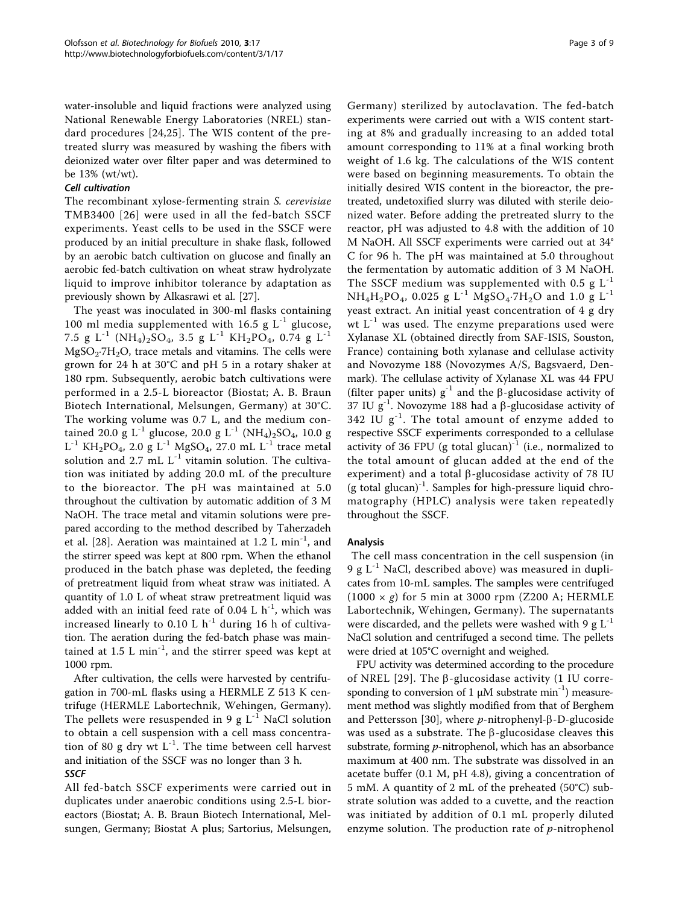water-insoluble and liquid fractions were analyzed using National Renewable Energy Laboratories (NREL) standard procedures [24,25]. The WIS content of the pretreated slurry was measured by washing the fibers with deionized water over filter paper and was determined to be 13% (wt/wt).

### Cell cultivation

The recombinant xylose-fermenting strain *S. cerevisiae* TMB3400 [26] were used in all the fed-batch SSCF experiments. Yeast cells to be used in the SSCF were produced by an initial preculture in shake flask, followed by an aerobic batch cultivation on glucose and finally an aerobic fed-batch cultivation on wheat straw hydrolyzate liquid to improve inhibitor tolerance by adaptation as previously shown by Alkasrawi et al. [27].

The yeast was inoculated in 300-ml flasks containing 100 ml media supplemented with 16.5 g $L^{-1}$ glucose, 7.5 g $L^{-1}$ $(NH_4)_2SO_4$, 3.5 g $L^{-1}$ $KH_2PO_4$, 0.74 g $L^{-1}$ $MgSO_2{\cdot}7H_2O$, trace metals and vitamins. The cells were grown for 24 h at 30°C and pH 5 in a rotary shaker at 180 rpm. Subsequently, aerobic batch cultivations were performed in a 2.5-L bioreactor (Biostat; A. B. Braun Biotech International, Melsungen, Germany) at 30°C. The working volume was 0.7 L, and the medium contained 20.0 g $L^{-1}$ glucose, 20.0 g $L^{-1}$ $(NH_4)_2SO_4$, 10.0 g $L^{-1}$ $KH_2PO_4$, 2.0 g $L^{-1}$ $MgSO_4$, 27.0 mL $L^{-1}$ trace metal solution and 2.7 mL $L^{-1}$ vitamin solution. The cultivation was initiated by adding 20.0 mL of the preculture to the bioreactor. The pH was maintained at 5.0 throughout the cultivation by automatic addition of 3 M NaOH. The trace metal and vitamin solutions were prepared according to the method described by Taherzadeh et al. [28]. Aeration was maintained at 1.2 L $min^{-1}$, and the stirrer speed was kept at 800 rpm. When the ethanol produced in the batch phase was depleted, the feeding of pretreatment liquid from wheat straw was initiated. A quantity of 1.0 L of wheat straw pretreatment liquid was added with an initial feed rate of 0.04 L $h^{-1}$, which was increased linearly to 0.10 L $h^{-1}$ during 16 h of cultivation. The aeration during the fed-batch phase was maintained at 1.5 L $min^{-1}$, and the stirrer speed was kept at 1000 rpm.

After cultivation, the cells were harvested by centrifugation in 700-mL flasks using a HERMLE Z 513 K centrifuge (HERMLE Labortechnik, Wehingen, Germany). The pellets were resuspended in 9 g $L^{-1}$ NaCl solution to obtain a cell suspension with a cell mass concentration of 80 g dry wt $L^{-1}$. The time between cell harvest and initiation of the SSCF was no longer than 3 h.

### SSCF

All fed-batch SSCF experiments were carried out in duplicates under anaerobic conditions using 2.5-L bioreactors (Biostat; A. B. Braun Biotech International, Melsungen, Germany; Biostat A plus; Sartorius, Melsungen, Germany) sterilized by autoclavation. The fed-batch experiments were carried out with a WIS content starting at 8% and gradually increasing to an added total amount corresponding to 11% at a final working broth weight of 1.6 kg. The calculations of the WIS content were based on beginning measurements. To obtain the initially desired WIS content in the bioreactor, the pretreated, undetoxified slurry was diluted with sterile deionized water. Before adding the pretreated slurry to the reactor, pH was adjusted to 4.8 with the addition of 10 M NaOH. All SSCF experiments were carried out at 34°C for 96 h. The pH was maintained at 5.0 throughout the fermentation by automatic addition of 3 M NaOH. The SSCF medium was supplemented with 0.5 g $L^{-1}$ $NH_4H_2PO_4$, 0.025 g $L^{-1}$ $MgSO_4{\cdot}7H_2O$ and 1.0 g $L^{-1}$ yeast extract. An initial yeast concentration of 4 g dry wt $L^{-1}$ was used. The enzyme preparations used were Xylanase XL (obtained directly from SAF-ISIS, Souston, France) containing both xylanase and cellulase activity and Novozyme 188 (Novozymes A/S, Bagsvaerd, Denmark). The cellulase activity of Xylanase XL was 44 FPU (filter paper units) $g^{-1}$ and the β-glucosidase activity of 37 IU $g^{-1}$. Novozyme 188 had a β-glucosidase activity of 342 IU $g^{-1}$. The total amount of enzyme added to respective SSCF experiments corresponded to a cellulase activity of 36 FPU (g total glucan)$^{-1}$ (i.e., normalized to the total amount of glucan added at the end of the experiment) and a total β-glucosidase activity of 78 IU (g total glucan)$^{-1}$. Samples for high-pressure liquid chromatography (HPLC) analysis were taken repeatedly throughout the SSCF.

## Analysis

The cell mass concentration in the cell suspension (in 9 g $L^{-1}$ NaCl, described above) was measured in duplicates from 10-mL samples. The samples were centrifuged (1000 × *g*) for 5 min at 3000 rpm (Z200 A; HERMLE Labortechnik, Wehingen, Germany). The supernatants were discarded, and the pellets were washed with 9 g $L^{-1}$ NaCl solution and centrifuged a second time. The pellets were dried at 105°C overnight and weighed.

FPU activity was determined according to the procedure of NREL [29]. The β-glucosidase activity (1 IU corresponding to conversion of 1 μM substrate $min^{-1}$) measurement method was slightly modified from that of Berghem and Pettersson [30], where *p*-nitrophenyl-β-D-glucoside was used as a substrate. The β-glucosidase cleaves this substrate, forming *p*-nitrophenol, which has an absorbance maximum at 400 nm. The substrate was dissolved in an acetate buffer (0.1 M, pH 4.8), giving a concentration of 5 mM. A quantity of 2 mL of the preheated (50°C) substrate solution was added to a cuvette, and the reaction was initiated by addition of 0.1 mL properly diluted enzyme solution. The production rate of *p*-nitrophenol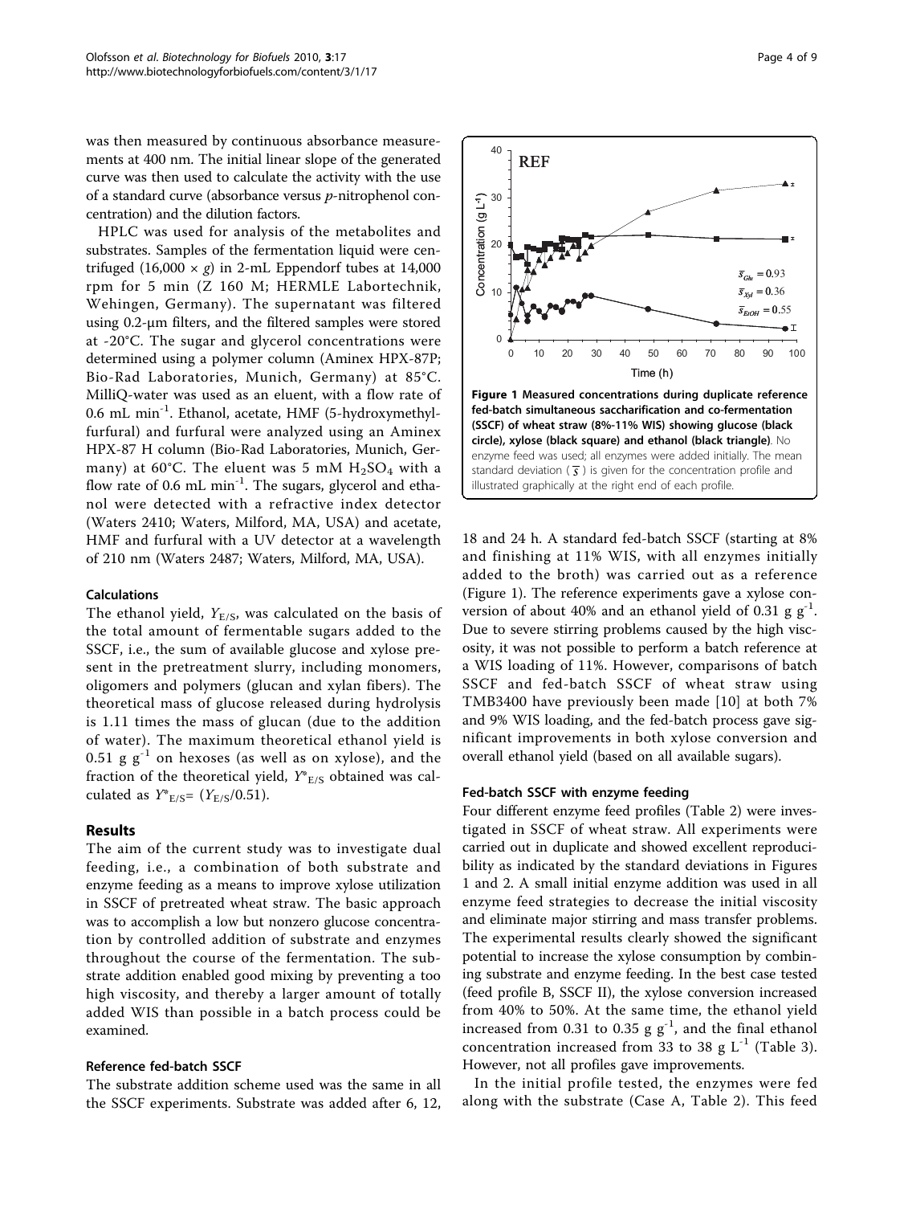was then measured by continuous absorbance measurements at 400 nm. The initial linear slope of the generated curve was then used to calculate the activity with the use of a standard curve (absorbance versus *p*-nitrophenol concentration) and the dilution factors.

HPLC was used for analysis of the metabolites and substrates. Samples of the fermentation liquid were centrifuged (16,000 × *g*) in 2-mL Eppendorf tubes at 14,000 rpm for 5 min (Z 160 M; HERMLE Labortechnik, Wehingen, Germany). The supernatant was filtered using 0.2-μm filters, and the filtered samples were stored at -20°C. The sugar and glycerol concentrations were determined using a polymer column (Aminex HPX-87P; Bio-Rad Laboratories, Munich, Germany) at 85°C. MilliQ-water was used as an eluent, with a flow rate of 0.6 mL min$^{-1}$. Ethanol, acetate, HMF (5-hydroxymethylfurfural) and furfural were analyzed using an Aminex HPX-87 H column (Bio-Rad Laboratories, Munich, Germany) at 60°C. The eluent was 5 mM $H_2SO_4$ with a flow rate of 0.6 mL min$^{-1}$. The sugars, glycerol and ethanol were detected with a refractive index detector (Waters 2410; Waters, Milford, MA, USA) and acetate, HMF and furfural with a UV detector at a wavelength of 210 nm (Waters 2487; Waters, Milford, MA, USA).

### Calculations

The ethanol yield, $Y_{E/S}$, was calculated on the basis of the total amount of fermentable sugars added to the SSCF, i.e., the sum of available glucose and xylose present in the pretreatment slurry, including monomers, oligomers and polymers (glucan and xylan fibers). The theoretical mass of glucose released during hydrolysis is 1.11 times the mass of glucan (due to the addition of water). The maximum theoretical ethanol yield is 0.51 g g$^{-1}$ on hexoses (as well as on xylose), and the fraction of the theoretical yield, $Y^{*}_{E/S}$ obtained was calculated as $Y^{*}_{E/S} = (Y_{E/S}/0.51)$.

## Results

The aim of the current study was to investigate dual feeding, i.e., a combination of both substrate and enzyme feeding as a means to improve xylose utilization in SSCF of pretreated wheat straw. The basic approach was to accomplish a low but nonzero glucose concentration by controlled addition of substrate and enzymes throughout the course of the fermentation. The substrate addition enabled good mixing by preventing a too high viscosity, and thereby a larger amount of totally added WIS than possible in a batch process could be examined.

### Reference fed-batch SSCF

The substrate addition scheme used was the same in all the SSCF experiments. Substrate was added after 6, 12, 18 and 24 h. A standard fed-batch SSCF (starting at 8% and finishing at 11% WIS, with all enzymes initially added to the broth) was carried out as a reference (Figure 1). The reference experiments gave a xylose conversion of about 40% and an ethanol yield of 0.31 g g$^{-1}$. Due to severe stirring problems caused by the high viscosity, it was not possible to perform a batch reference at a WIS loading of 11%. However, comparisons of batch SSCF and fed-batch SSCF of wheat straw using TMB3400 have previously been made [10] at both 7% and 9% WIS loading, and the fed-batch process gave significant improvements in both xylose conversion and overall ethanol yield (based on all available sugars).

**Figure 1 Measured concentrations during duplicate reference fed-batch simultaneous saccharification and co-fermentation (SSCF) of wheat straw (8%-11% WIS) showing glucose (black circle), xylose (black square) and ethanol (black triangle)**. No enzyme feed was used; all enzymes were added initially. The mean standard deviation ($\bar{s}$) is given for the concentration profile and illustrated graphically at the right end of each profile.

### Fed-batch SSCF with enzyme feeding

Four different enzyme feed profiles (Table 2) were investigated in SSCF of wheat straw. All experiments were carried out in duplicate and showed excellent reproducibility as indicated by the standard deviations in Figures 1 and 2. A small initial enzyme addition was used in all enzyme feed strategies to decrease the initial viscosity and eliminate major stirring and mass transfer problems. The experimental results clearly showed the significant potential to increase the xylose consumption by combining substrate and enzyme feeding. In the best case tested (feed profile B, SSCF II), the xylose conversion increased from 40% to 50%. At the same time, the ethanol yield increased from 0.31 to 0.35 g g$^{-1}$, and the final ethanol concentration increased from 33 to 38 g L$^{-1}$ (Table 3). However, not all profiles gave improvements.

In the initial profile tested, the enzymes were fed along with the substrate (Case A, Table 2). This feed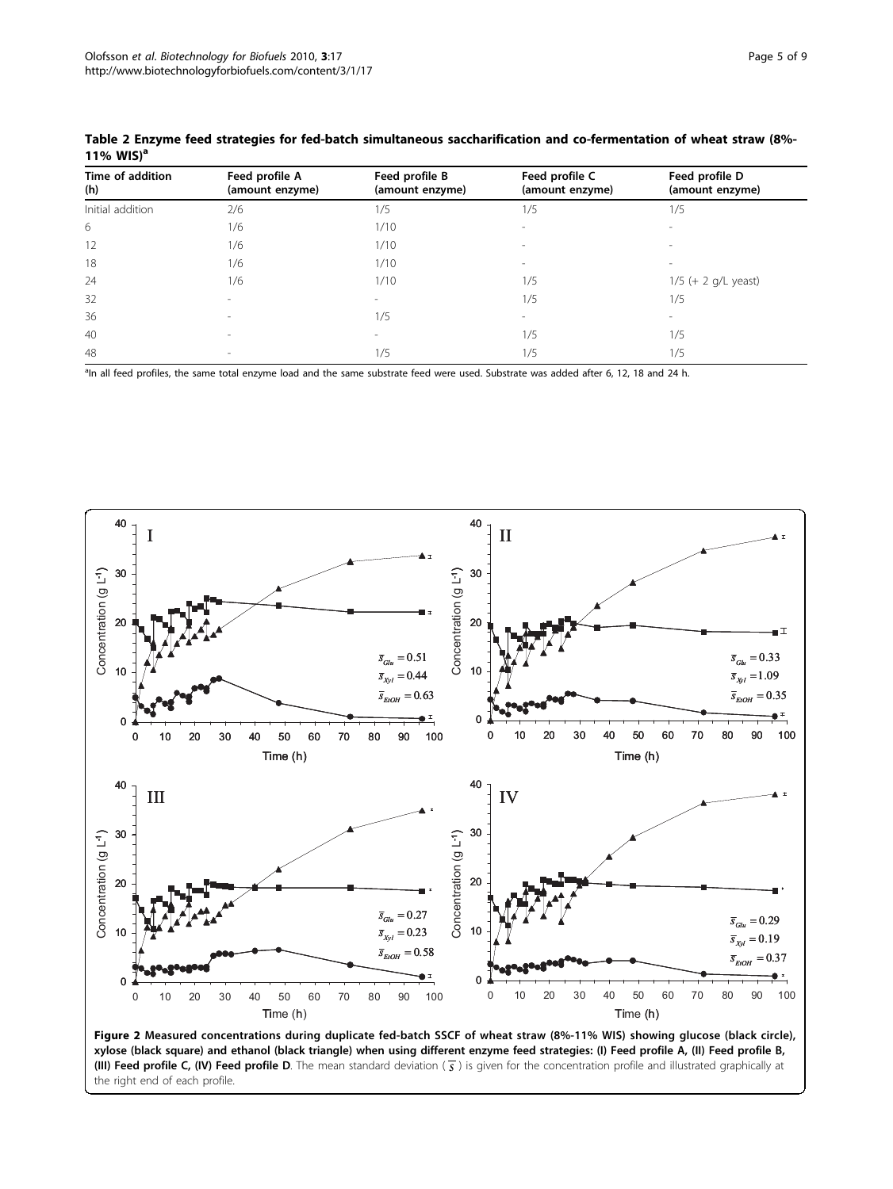**Table 2 Enzyme feed strategies for fed-batch simultaneous saccharification and co-fermentation of wheat straw (8%-11% WIS)[a]**

| Time of addition (h) | Feed profile A (amount enzyme) | Feed profile B (amount enzyme) | Feed profile C (amount enzyme) | Feed profile D (amount enzyme) |
|---|---|---|---|---|
| Initial addition | 2/6 | 1/5 | 1/5 | 1/5 |
| 6 | 1/6 | 1/10 | - | - |
| 12 | 1/6 | 1/10 | - | - |
| 18 | 1/6 | 1/10 | - | - |
| 24 | 1/6 | 1/10 | 1/5 | 1/5 (+ 2 g/L yeast) |
| 32 | - | - | 1/5 | 1/5 |
| 36 | - | 1/5 | - | - |
| 40 | - | - | 1/5 | 1/5 |
| 48 | - | 1/5 | 1/5 | 1/5 |

[a]In all feed profiles, the same total enzyme load and the same substrate feed were used. Substrate was added after 6, 12, 18 and 24 h.

**Figure 2 Measured concentrations during duplicate fed-batch SSCF of wheat straw (8%-11% WIS) showing glucose (black circle), xylose (black square) and ethanol (black triangle) when using different enzyme feed strategies: (I) Feed profile A, (II) Feed profile B, (III) Feed profile C, (IV) Feed profile D**. The mean standard deviation ($\overline{s}$) is given for the concentration profile and illustrated graphically at the right end of each profile.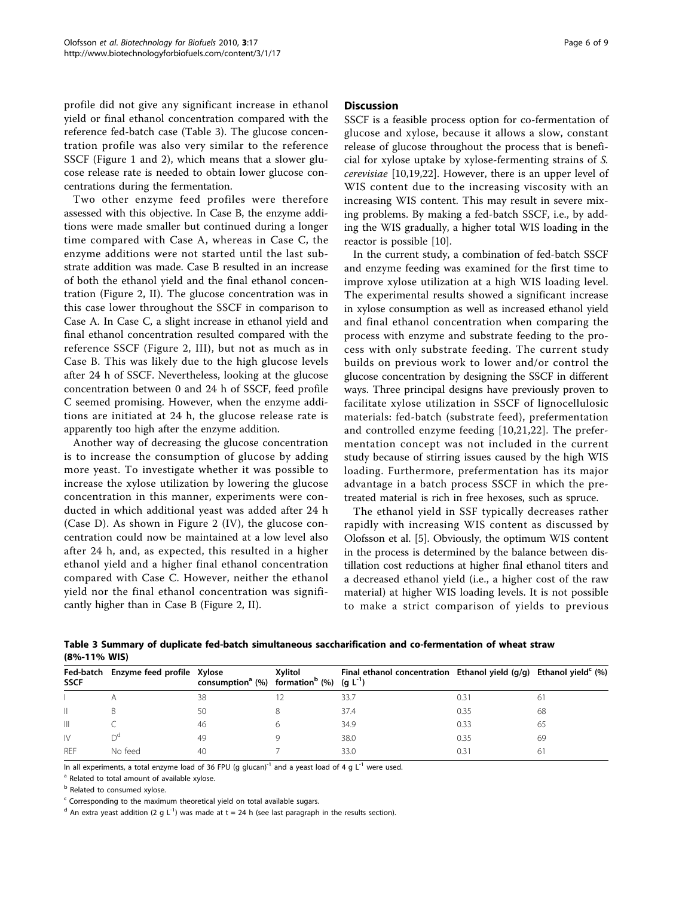profile did not give any significant increase in ethanol yield or final ethanol concentration compared with the reference fed-batch case (Table 3). The glucose concentration profile was also very similar to the reference SSCF (Figure 1 and 2), which means that a slower glucose release rate is needed to obtain lower glucose concentrations during the fermentation.

Two other enzyme feed profiles were therefore assessed with this objective. In Case B, the enzyme additions were made smaller but continued during a longer time compared with Case A, whereas in Case C, the enzyme additions were not started until the last substrate addition was made. Case B resulted in an increase of both the ethanol yield and the final ethanol concentration (Figure 2, II). The glucose concentration was in this case lower throughout the SSCF in comparison to Case A. In Case C, a slight increase in ethanol yield and final ethanol concentration resulted compared with the reference SSCF (Figure 2, III), but not as much as in Case B. This was likely due to the high glucose levels after 24 h of SSCF. Nevertheless, looking at the glucose concentration between 0 and 24 h of SSCF, feed profile C seemed promising. However, when the enzyme additions are initiated at 24 h, the glucose release rate is apparently too high after the enzyme addition.

Another way of decreasing the glucose concentration is to increase the consumption of glucose by adding more yeast. To investigate whether it was possible to increase the xylose utilization by lowering the glucose concentration in this manner, experiments were conducted in which additional yeast was added after 24 h (Case D). As shown in Figure 2 (IV), the glucose concentration could now be maintained at a low level also after 24 h, and, as expected, this resulted in a higher ethanol yield and a higher final ethanol concentration compared with Case C. However, neither the ethanol yield nor the final ethanol concentration was significantly higher than in Case B (Figure 2, II).

## Discussion

SSCF is a feasible process option for co-fermentation of glucose and xylose, because it allows a slow, constant release of glucose throughout the process that is beneficial for xylose uptake by xylose-fermenting strains of *S. cerevisiae* [10,19,22]. However, there is an upper level of WIS content due to the increasing viscosity with an increasing WIS content. This may result in severe mixing problems. By making a fed-batch SSCF, i.e., by adding the WIS gradually, a higher total WIS loading in the reactor is possible [10].

In the current study, a combination of fed-batch SSCF and enzyme feeding was examined for the first time to improve xylose utilization at a high WIS loading level. The experimental results showed a significant increase in xylose consumption as well as increased ethanol yield and final ethanol concentration when comparing the process with enzyme and substrate feeding to the process with only substrate feeding. The current study builds on previous work to lower and/or control the glucose concentration by designing the SSCF in different ways. Three principal designs have previously proven to facilitate xylose utilization in SSCF of lignocellulosic materials: fed-batch (substrate feed), prefermentation and controlled enzyme feeding [10,21,22]. The prefermentation concept was not included in the current study because of stirring issues caused by the high WIS loading. Furthermore, prefermentation has its major advantage in a batch process SSCF in which the pretreated material is rich in free hexoses, such as spruce.

The ethanol yield in SSF typically decreases rather rapidly with increasing WIS content as discussed by Olofsson et al. [5]. Obviously, the optimum WIS content in the process is determined by the balance between distillation cost reductions at higher final ethanol titers and a decreased ethanol yield (i.e., a higher cost of the raw material) at higher WIS loading levels. It is not possible to make a strict comparison of yields to previous

**Table 3 Summary of duplicate fed-batch simultaneous saccharification and co-fermentation of wheat straw (8%-11% WIS)**

| Fed-batch SSCF | Enzyme feed profile | Xylose consumption[a] (%) | Xylitol formation[b] (%) | Final ethanol concentration ($g\ L^{-1}$) | Ethanol yield (g/g) | Ethanol yield[c] (%) |
|---|---|---|---|---|---|---|
| I | A | 38 | 12 | 33.7 | 0.31 | 61 |
| II | B | 50 | 8 | 37.4 | 0.35 | 68 |
| III | C | 46 | 6 | 34.9 | 0.33 | 65 |
| IV | D[d] | 49 | 9 | 38.0 | 0.35 | 69 |
| REF | No feed | 40 | 7 | 33.0 | 0.31 | 61 |

In all experiments, a total enzyme load of 36 FPU $(g\ glucan)^{-1}$ and a yeast load of 4 $g\ L^{-1}$ were used.

[a] Related to total amount of available xylose.

[b] Related to consumed xylose.

[c] Corresponding to the maximum theoretical yield on total available sugars.

[d] An extra yeast addition (2 $g\ L^{-1}$) was made at t = 24 h (see last paragraph in the results section).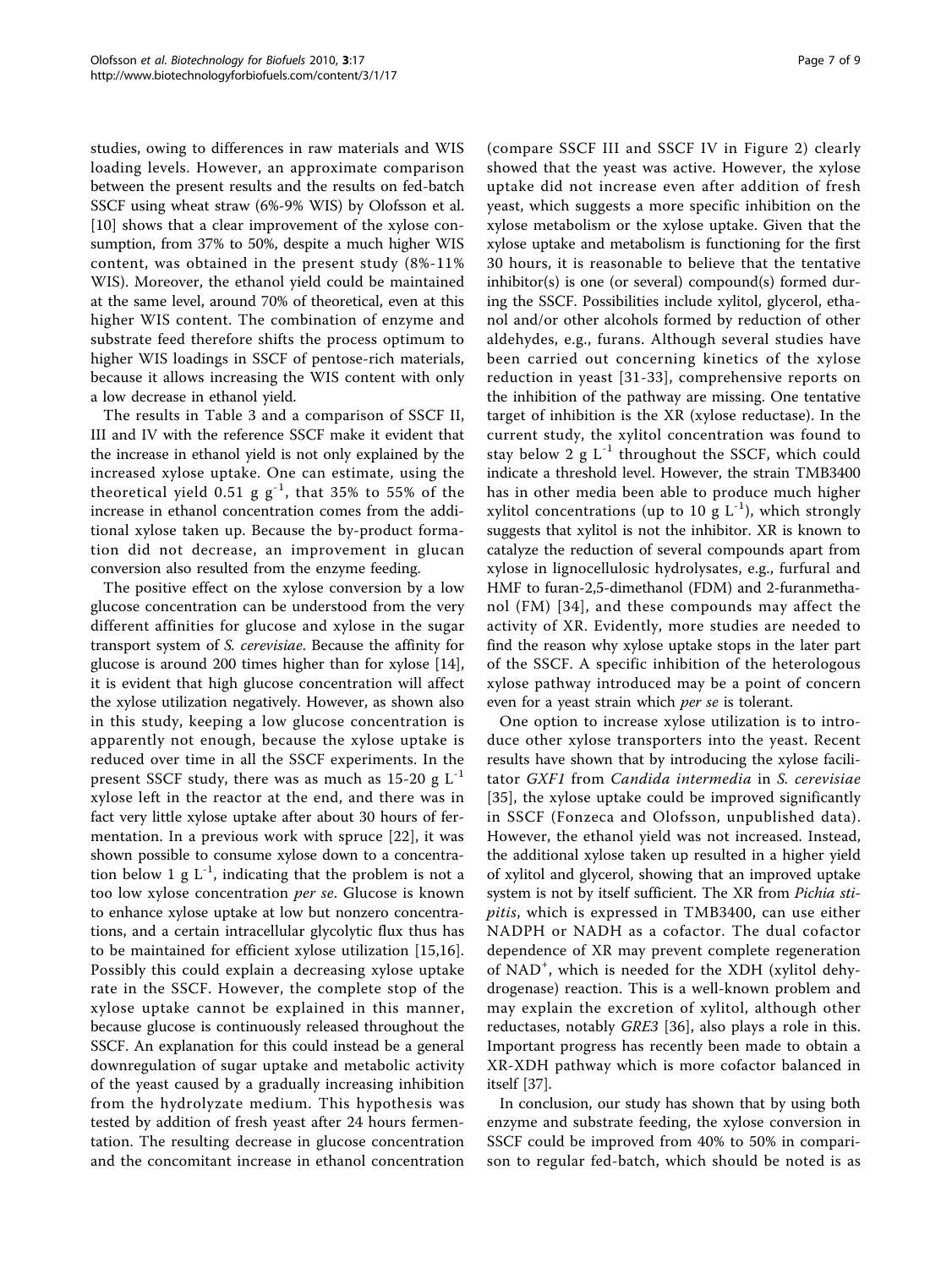studies, owing to differences in raw materials and WIS loading levels. However, an approximate comparison between the present results and the results on fed-batch SSCF using wheat straw (6%-9% WIS) by Olofsson et al. [10] shows that a clear improvement of the xylose consumption, from 37% to 50%, despite a much higher WIS content, was obtained in the present study (8%-11% WIS). Moreover, the ethanol yield could be maintained at the same level, around 70% of theoretical, even at this higher WIS content. The combination of enzyme and substrate feed therefore shifts the process optimum to higher WIS loadings in SSCF of pentose-rich materials, because it allows increasing the WIS content with only a low decrease in ethanol yield.

The results in Table 3 and a comparison of SSCF II, III and IV with the reference SSCF make it evident that the increase in ethanol yield is not only explained by the increased xylose uptake. One can estimate, using the theoretical yield 0.51 g $g^{-1}$, that 35% to 55% of the increase in ethanol concentration comes from the additional xylose taken up. Because the by-product formation did not decrease, an improvement in glucan conversion also resulted from the enzyme feeding.

The positive effect on the xylose conversion by a low glucose concentration can be understood from the very different affinities for glucose and xylose in the sugar transport system of *S. cerevisiae*. Because the affinity for glucose is around 200 times higher than for xylose [14], it is evident that high glucose concentration will affect the xylose utilization negatively. However, as shown also in this study, keeping a low glucose concentration is apparently not enough, because the xylose uptake is reduced over time in all the SSCF experiments. In the present SSCF study, there was as much as 15-20 g $L^{-1}$ xylose left in the reactor at the end, and there was in fact very little xylose uptake after about 30 hours of fermentation. In a previous work with spruce [22], it was shown possible to consume xylose down to a concentration below 1 g $L^{-1}$, indicating that the problem is not a too low xylose concentration *per se*. Glucose is known to enhance xylose uptake at low but nonzero concentrations, and a certain intracellular glycolytic flux thus has to be maintained for efficient xylose utilization [15,16]. Possibly this could explain a decreasing xylose uptake rate in the SSCF. However, the complete stop of the xylose uptake cannot be explained in this manner, because glucose is continuously released throughout the SSCF. An explanation for this could instead be a general downregulation of sugar uptake and metabolic activity of the yeast caused by a gradually increasing inhibition from the hydrolyzate medium. This hypothesis was tested by addition of fresh yeast after 24 hours fermentation. The resulting decrease in glucose concentration and the concomitant increase in ethanol concentration (compare SSCF III and SSCF IV in Figure 2) clearly showed that the yeast was active. However, the xylose uptake did not increase even after addition of fresh yeast, which suggests a more specific inhibition on the xylose metabolism or the xylose uptake. Given that the xylose uptake and metabolism is functioning for the first 30 hours, it is reasonable to believe that the tentative inhibitor(s) is one (or several) compound(s) formed during the SSCF. Possibilities include xylitol, glycerol, ethanol and/or other alcohols formed by reduction of other aldehydes, e.g., furans. Although several studies have been carried out concerning kinetics of the xylose reduction in yeast [31-33], comprehensive reports on the inhibition of the pathway are missing. One tentative target of inhibition is the XR (xylose reductase). In the current study, the xylitol concentration was found to stay below 2 g $L^{-1}$ throughout the SSCF, which could indicate a threshold level. However, the strain TMB3400 has in other media been able to produce much higher xylitol concentrations (up to 10 g $L^{-1}$), which strongly suggests that xylitol is not the inhibitor. XR is known to catalyze the reduction of several compounds apart from xylose in lignocellulosic hydrolysates, e.g., furfural and HMF to furan-2,5-dimethanol (FDM) and 2-furanmethanol (FM) [34], and these compounds may affect the activity of XR. Evidently, more studies are needed to find the reason why xylose uptake stops in the later part of the SSCF. A specific inhibition of the heterologous xylose pathway introduced may be a point of concern even for a yeast strain which *per se* is tolerant.

One option to increase xylose utilization is to introduce other xylose transporters into the yeast. Recent results have shown that by introducing the xylose facilitator *GXF1* from *Candida intermedia* in *S. cerevisiae* [35], the xylose uptake could be improved significantly in SSCF (Fonzeca and Olofsson, unpublished data). However, the ethanol yield was not increased. Instead, the additional xylose taken up resulted in a higher yield of xylitol and glycerol, showing that an improved uptake system is not by itself sufficient. The XR from *Pichia stipitis*, which is expressed in TMB3400, can use either NADPH or NADH as a cofactor. The dual cofactor dependence of XR may prevent complete regeneration of $NAD^+$, which is needed for the XDH (xylitol dehydrogenase) reaction. This is a well-known problem and may explain the excretion of xylitol, although other reductases, notably *GRE3* [36], also plays a role in this. Important progress has recently been made to obtain a XR-XDH pathway which is more cofactor balanced in itself [37].

In conclusion, our study has shown that by using both enzyme and substrate feeding, the xylose conversion in SSCF could be improved from 40% to 50% in comparison to regular fed-batch, which should be noted is as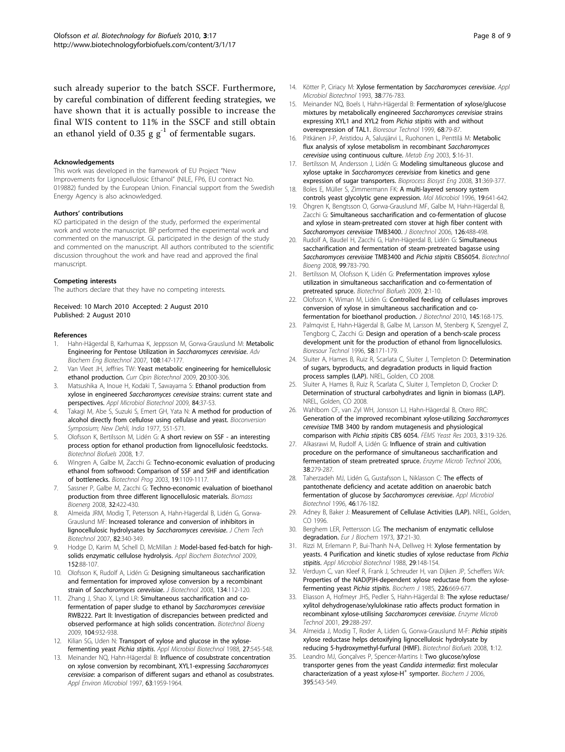such already superior to the batch SSCF. Furthermore, by careful combination of different feeding strategies, we have shown that it is actually possible to increase the final WIS content to 11% in the SSCF and still obtain an ethanol yield of 0.35 g $g^{-1}$ of fermentable sugars.

#### Acknowledgements

This work was developed in the framework of EU Project "New Improvements for Lignocellulosic Ethanol" (NILE, FP6, EU contract No. 019882) funded by the European Union. Financial support from the Swedish Energy Agency is also acknowledged.

#### Authors' contributions

KO participated in the design of the study, performed the experimental work and wrote the manuscript. BP performed the experimental work and commented on the manuscript. GL participated in the design of the study and commented on the manuscript. All authors contributed to the scientific discussion throughout the work and have read and approved the final manuscript.

#### Competing interests

The authors declare that they have no competing interests.

Received: 10 March 2010 Accepted: 2 August 2010
Published: 2 August 2010

#### References

1. Hahn-Hägerdal B, Karhumaa K, Jeppsson M, Gorwa-Grauslund M: **Metabolic Engineering for Pentose Utilization in *Saccharomyces cerevisiae*.** *Adv Biochem Eng Biotechnol* 2007, **108**:147-177.
2. Van Vleet JH, Jeffries TW: **Yeast metabolic engineering for hemicellulosic ethanol production.** *Curr Opin Biotechnol* 2009, **20**:300-306.
3. Matsushika A, Inoue H, Kodaki T, Sawayama S: **Ethanol production from xylose in engineered *Saccharomyces cerevisiae* strains: current state and perspectives.** *Appl Microbiol Biotechnol* 2009, **84**:37-53.
4. Takagi M, Abe S, Suzuki S, Emert GH, Yata N: **A method for production of alcohol directly from cellulose using cellulase and yeast.** *Bioconversion Symposium; New Dehli, India* 1977, 551-571.
5. Olofsson K, Bertilsson M, Lidén G: **A short review on SSF - an interesting process option for ethanol production from lignocellulosic feedstocks.** *Biotechnol Biofuels* 2008, **1**:7.
6. Wingren A, Galbe M, Zacchi G: **Techno-economic evaluation of producing ethanol from softwood: Comparison of SSF and SHF and identification of bottlenecks.** *Biotechnol Prog* 2003, **19**:1109-1117.
7. Sassner P, Galbe M, Zacchi G: **Techno-economic evaluation of bioethanol production from three different lignocellulosic materials.** *Biomass Bioenerg* 2008, **32**:422-430.
8. Almeida JRM, Modig T, Petersson A, Hahn-Hagerdal B, Lidén G, Gorwa-Grauslund MF: **Increased tolerance and conversion of inhibitors in lignocellulosic hydrolysates by *Saccharomyces cerevisiae*.** *J Chem Tech Biotechnol* 2007, **82**:340-349.
9. Hodge D, Karim M, Schell D, McMillan J: **Model-based fed-batch for high-solids enzymatic cellulose hydrolysis.** *Appl Biochem Biotechnol* 2009, **152**:88-107.
10. Olofsson K, Rudolf A, Lidén G: **Designing simultaneous saccharification and fermentation for improved xylose conversion by a recombinant strain of *Saccharomyces cerevisiae*.** *J Biotechnol* 2008, **134**:112-120.
11. Zhang J, Shao X, Lynd LR: **Simultaneous saccharification and co-fermentation of paper sludge to ethanol by *Saccharomyces cerevisiae* RWB222. Part II: Investigation of discrepancies between predicted and observed performance at high solids concentration.** *Biotechnol Bioeng* 2009, **104**:932-938.
12. Kilian SG, Uden N: **Transport of xylose and glucose in the xylose-fermenting yeast *Pichia stipitis*.** *Appl Microbiol Biotechnol* 1988, **27**:545-548.
13. Meinander NQ, Hahn-Hägerdal B: **Influence of cosubstrate concentration on xylose conversion by recombinant, XYL1-expressing *Saccharomyces cerevisiae*: a comparison of different sugars and ethanol as cosubstrates.** *Appl Environ Microbiol* 1997, **63**:1959-1964.
14. Kötter P, Ciriacy M: **Xylose fermentation by *Saccharomyces cerevisiae*.** *Appl Microbiol Biotechnol* 1993, **38**:776-783.
15. Meinander NQ, Boels I, Hahn-Hägerdal B: **Fermentation of xylose/glucose mixtures by metabolically engineered *Saccharomyces cerevisiae* strains expressing XYL1 and XYL2 from *Pichia stipitis* with and without overexpression of TAL1.** *Bioresour Technol* 1999, **68**:79-87.
16. Pitkänen J-P, Aristidou A, Salusjärvi L, Ruohonen L, Penttilä M: **Metabolic flux analysis of xylose metabolism in recombinant *Saccharomyces cerevisiae* using continuous culture.** *Metab Eng* 2003, **5**:16-31.
17. Bertilsson M, Andersson J, Lidén G: **Modeling simultaneous glucose and xylose uptake in *Saccharomyces cerevisiae* from kinetics and gene expression of sugar transporters.** *Bioprocess Biosyst Eng* 2008, **31**:369-377.
18. Boles E, Müller S, Zimmermann FK: **A multi-layered sensory system controls yeast glycolytic gene expression.** *Mol Microbiol* 1996, **19**:641-642.
19. Öhgren K, Bengtsson O, Gorwa-Grauslund MF, Galbe M, Hahn-Hägerdal B, Zacchi G: **Simultaneous saccharification and co-fermentation of glucose and xylose in steam-pretreated corn stover at high fiber content with *Saccharomyces cerevisiae* TMB3400.** *J Biotechnol* 2006, **126**:488-498.
20. Rudolf A, Baudel H, Zacchi G, Hahn-Hägerdal B, Lidén G: **Simultaneous saccharification and fermentation of steam-pretreated bagasse using *Saccharomyces cerevisiae* TMB3400 and *Pichia stipitis* CBS6054.** *Biotechnol Bioeng* 2008, **99**:783-790.
21. Bertilsson M, Olofsson K, Lidén G: **Prefermentation improves xylose utilization in simultaneous saccharification and co-fermentation of pretreated spruce.** *Biotechnol Biofuels* 2009, **2**:1-10.
22. Olofsson K, Wiman M, Lidén G: **Controlled feeding of cellulases improves conversion of xylose in simultaneous saccharification and co-fermentation for bioethanol production.** *J Biotechnol* 2010, **145**:168-175.
23. Palmqvist E, Hahn-Hägerdal B, Galbe M, Larsson M, Stenberg K, Szengyel Z, Tengborg C, Zacchi G: **Design and operation of a bench-scale process development unit for the production of ethanol from lignocellulosics.** *Bioresour Technol* 1996, **58**:171-179.
24. Sluiter A, Hames B, Ruiz R, Scarlata C, Sluiter J, Templeton D: **Determination of sugars, byproducts, and degradation products in liquid fraction process samples (LAP).** NREL, Golden, CO 2008.
25. Sluiter A, Hames B, Ruiz R, Scarlata C, Sluiter J, Templeton D, Crocker D: **Determination of structural carbohydrates and lignin in biomass (LAP).** NREL, Golden, CO 2008.
26. Wahlbom CF, van Zyl WH, Jonsson LJ, Hahn-Hägerdal B, Otero RRC: **Generation of the improved recombinant xylose-utilizing *Saccharomyces cerevisiae* TMB 3400 by random mutagenesis and physiological comparison with *Pichia stipitis* CBS 6054.** *FEMS Yeast Res* 2003, **3**:319-326.
27. Alkasrawi M, Rudolf A, Lidén G: **Influence of strain and cultivation procedure on the performance of simultaneous saccharification and fermentation of steam pretreated spruce.** *Enzyme Microb Technol* 2006, **38**:279-287.
28. Taherzadeh MJ, Lidén G, Gustafsson L, Niklasson C: **The effects of pantothenate deficiency and acetate addition on anaerobic batch fermentation of glucose by *Saccharomyces cerevisiae*.** *Appl Microbiol Biotechnol* 1996, **46**:176-182.
29. Adney B, Baker J: **Measurement of Cellulase Activities (LAP).** NREL, Golden, CO 1996.
30. Berghem LER, Pettersson LG: **The mechanism of enzymatic cellulose degradation.** *Eur J Biochem* 1973, **37**:21-30.
31. Rizzi M, Erlemann P, Bui-Thanh N-A, Dellweg H: **Xylose fermentation by yeasts. 4 Purification and kinetic studies of xylose reductase from *Pichia stipitis*.** *Appl Microbiol Biotechnol* 1988, **29**:148-154.
32. Verduyn C, van Kleef R, Frank J, Schreuder H, van Dijken JP, Scheffers WA: **Properties of the NAD(P)H-dependent xylose reductase from the xylose-fermenting yeast *Pichia stipitis*.** *Biochem J* 1985, **226**:669-677.
33. Eliasson A, Hofmeyr JHS, Pedler S, Hahn-Hägerdal B: **The xylose reductase/xylitol dehydrogenase/xylulokinase ratio affects product formation in recombinant xylose-utilising *Saccharomyces cerevisiae*.** *Enzyme Microb Technol* 2001, **29**:288-297.
34. Almeida J, Modig T, Roder A, Liden G, Gorwa-Grauslund M-F: ***Pichia stipitis* xylose reductase helps detoxifying lignocellulosic hydrolysate by reducing 5-hydroxymethyl-furfural (HMF).** *Biotechnol Biofuels* 2008, **1**:12.
35. Leandro MJ, Gonçalves P, Spencer-Martins I: **Two glucose/xylose transporter genes from the yeast *Candida intermedia*: first molecular characterization of a yeast xylose-$H^+$ symporter.** *Biochem J* 2006, **395**:543-549.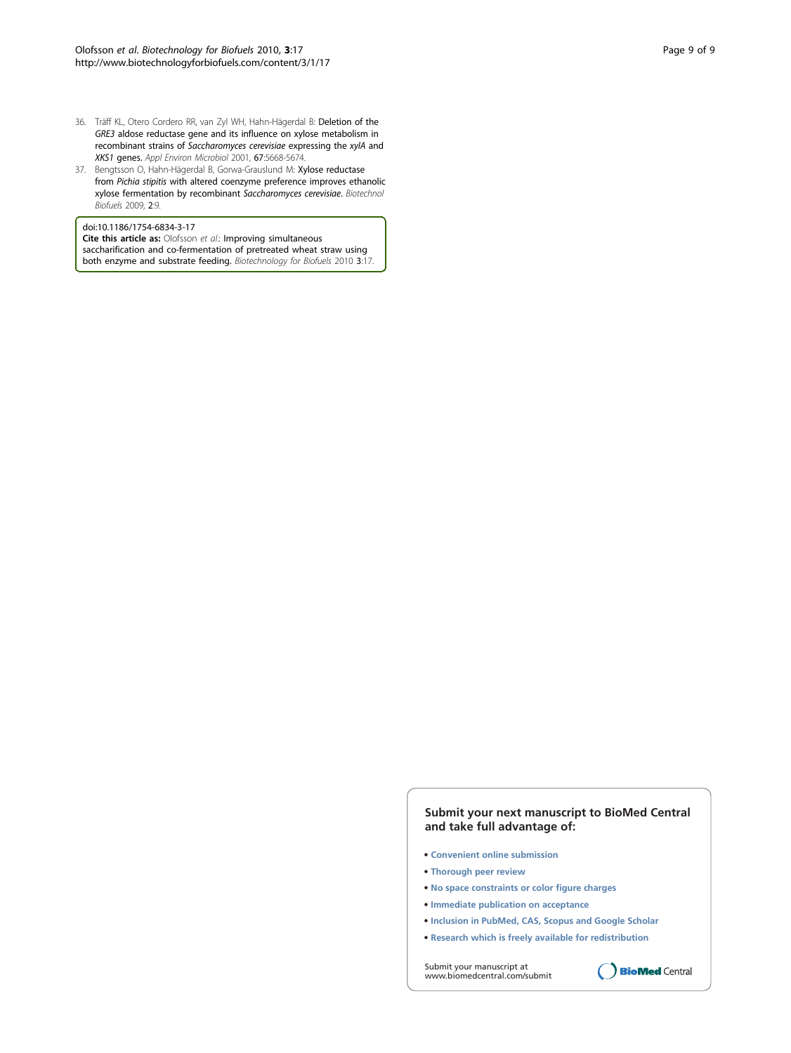36. Träff KL, Otero Cordero RR, van Zyl WH, Hahn-Hägerdal B: **Deletion of the *GRE3* aldose reductase gene and its influence on xylose metabolism in recombinant strains of *Saccharomyces cerevisiae* expressing the *xylA* and *XKS1* genes.** *Appl Environ Microbiol* 2001, **67**:5668-5674.
37. Bengtsson O, Hahn-Hägerdal B, Gorwa-Grauslund M: **Xylose reductase from *Pichia stipitis* with altered coenzyme preference improves ethanolic xylose fermentation by recombinant *Saccharomyces cerevisiae*.** *Biotechnol Biofuels* 2009, **2**:9.

doi:10.1186/1754-6834-3-17
**Cite this article as:** Olofsson *et al.*: Improving simultaneous saccharification and co-fermentation of pretreated wheat straw using both enzyme and substrate feeding. *Biotechnology for Biofuels* 2010 **3**:17.

**Submit your next manuscript to BioMed Central and take full advantage of:**

- **Convenient online submission**
- **Thorough peer review**
- **No space constraints or color figure charges**
- **Immediate publication on acceptance**
- **Inclusion in PubMed, CAS, Scopus and Google Scholar**
- **Research which is freely available for redistribution**

Submit your manuscript at
www.biomedcentral.com/submit

BioMed Central